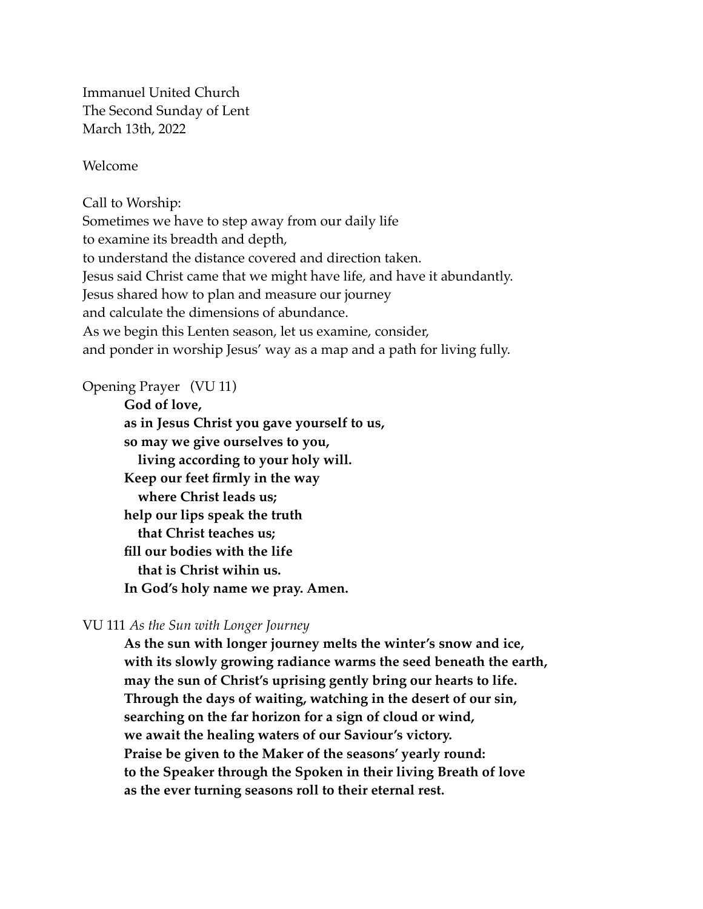Immanuel United Church
The Second Sunday of Lent
March 13th, 2022

Welcome

Call to Worship:
Sometimes we have to step away from our daily life
to examine its breadth and depth,
to understand the distance covered and direction taken.
Jesus said Christ came that we might have life, and have it abundantly.
Jesus shared how to plan and measure our journey
and calculate the dimensions of abundance.
As we begin this Lenten season, let us examine, consider,
and ponder in worship Jesus' way as a map and a path for living fully.

Opening Prayer (VU 11)

> **God of love,**
> **as in Jesus Christ you gave yourself to us,**
> **so may we give ourselves to you,**
> **living according to your holy will.**
> **Keep our feet firmly in the way**
> **where Christ leads us;**
> **help our lips speak the truth**
> **that Christ teaches us;**
> **fill our bodies with the life**
> **that is Christ wihin us.**
> **In God's holy name we pray. Amen.**

VU 111 *As the Sun with Longer Journey*

> **As the sun with longer journey melts the winter's snow and ice,**
> **with its slowly growing radiance warms the seed beneath the earth,**
> **may the sun of Christ's uprising gently bring our hearts to life.**
> **Through the days of waiting, watching in the desert of our sin,**
> **searching on the far horizon for a sign of cloud or wind,**
> **we await the healing waters of our Saviour's victory.**
> **Praise be given to the Maker of the seasons' yearly round:**
> **to the Speaker through the Spoken in their living Breath of love**
> **as the ever turning seasons roll to their eternal rest.**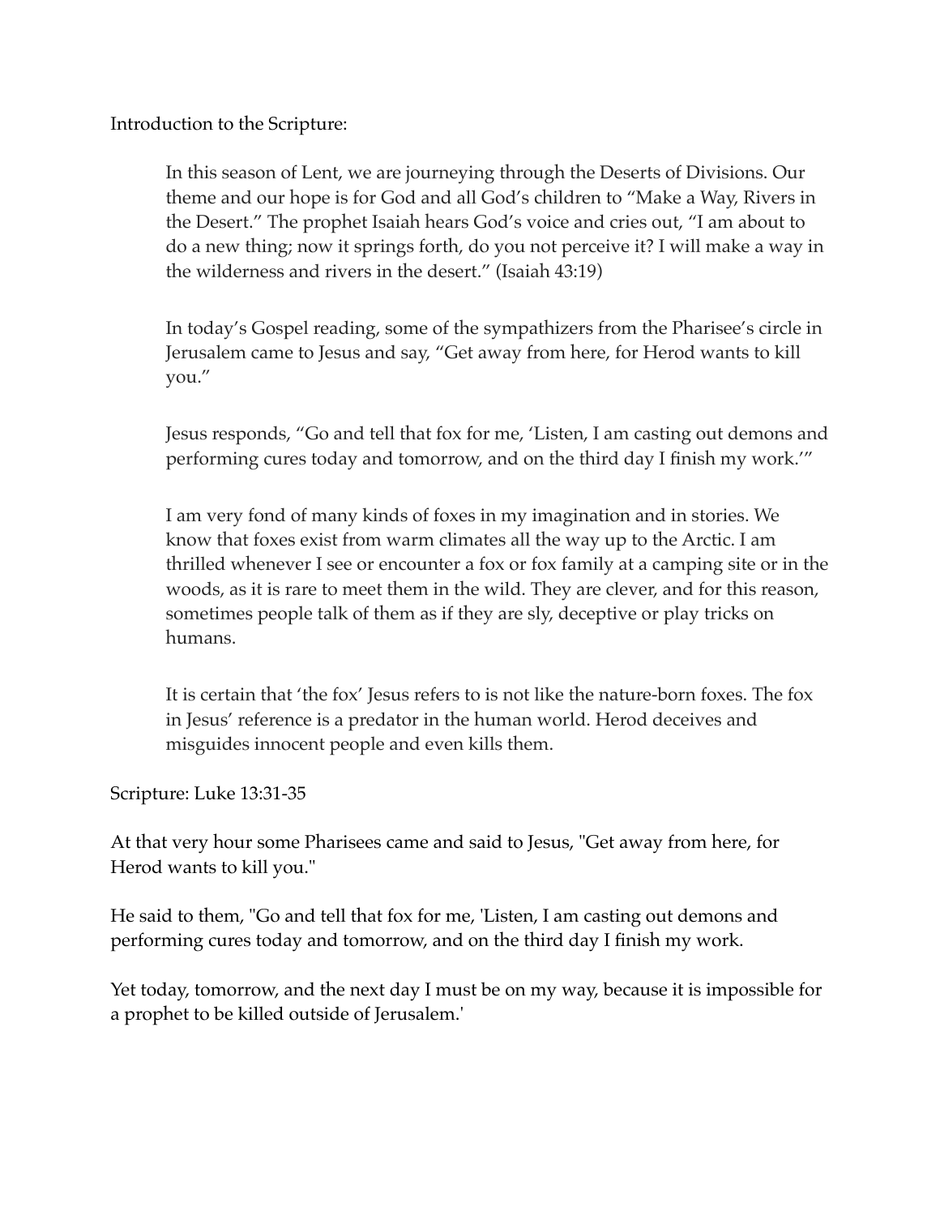Introduction to the Scripture:

> In this season of Lent, we are journeying through the Deserts of Divisions. Our theme and our hope is for God and all God's children to "Make a Way, Rivers in the Desert." The prophet Isaiah hears God's voice and cries out, "I am about to do a new thing; now it springs forth, do you not perceive it? I will make a way in the wilderness and rivers in the desert." (Isaiah 43:19)
>
> In today's Gospel reading, some of the sympathizers from the Pharisee's circle in Jerusalem came to Jesus and say, "Get away from here, for Herod wants to kill you."
>
> Jesus responds, "Go and tell that fox for me, 'Listen, I am casting out demons and performing cures today and tomorrow, and on the third day I finish my work.'"
>
> I am very fond of many kinds of foxes in my imagination and in stories. We know that foxes exist from warm climates all the way up to the Arctic. I am thrilled whenever I see or encounter a fox or fox family at a camping site or in the woods, as it is rare to meet them in the wild. They are clever, and for this reason, sometimes people talk of them as if they are sly, deceptive or play tricks on humans.
>
> It is certain that 'the fox' Jesus refers to is not like the nature-born foxes. The fox in Jesus' reference is a predator in the human world. Herod deceives and misguides innocent people and even kills them.

Scripture: Luke 13:31-35

At that very hour some Pharisees came and said to Jesus, "Get away from here, for Herod wants to kill you."

He said to them, "Go and tell that fox for me, 'Listen, I am casting out demons and performing cures today and tomorrow, and on the third day I finish my work.

Yet today, tomorrow, and the next day I must be on my way, because it is impossible for a prophet to be killed outside of Jerusalem.'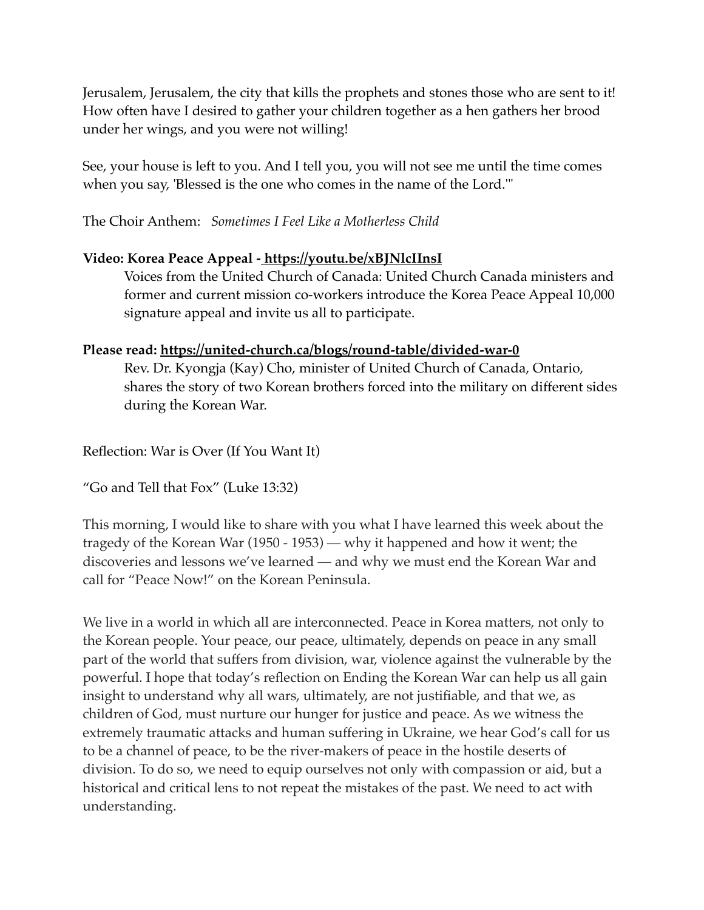Jerusalem, Jerusalem, the city that kills the prophets and stones those who are sent to it! How often have I desired to gather your children together as a hen gathers her brood under her wings, and you were not willing!

See, your house is left to you. And I tell you, you will not see me until the time comes when you say, 'Blessed is the one who comes in the name of the Lord.'"

The Choir Anthem: *Sometimes I Feel Like a Motherless Child*

**Video: Korea Peace Appeal - https://youtu.be/xBJNlcIInsI**

> Voices from the United Church of Canada: United Church Canada ministers and former and current mission co-workers introduce the Korea Peace Appeal 10,000 signature appeal and invite us all to participate.

**Please read: https://united-church.ca/blogs/round-table/divided-war-0**

> Rev. Dr. Kyongja (Kay) Cho, minister of United Church of Canada, Ontario, shares the story of two Korean brothers forced into the military on different sides during the Korean War.

Reflection: War is Over (If You Want It)

“Go and Tell that Fox” (Luke 13:32)

This morning, I would like to share with you what I have learned this week about the tragedy of the Korean War (1950 - 1953) — why it happened and how it went; the discoveries and lessons we’ve learned — and why we must end the Korean War and call for “Peace Now!” on the Korean Peninsula.

We live in a world in which all are interconnected. Peace in Korea matters, not only to the Korean people. Your peace, our peace, ultimately, depends on peace in any small part of the world that suffers from division, war, violence against the vulnerable by the powerful. I hope that today’s reflection on Ending the Korean War can help us all gain insight to understand why all wars, ultimately, are not justifiable, and that we, as children of God, must nurture our hunger for justice and peace. As we witness the extremely traumatic attacks and human suffering in Ukraine, we hear God’s call for us to be a channel of peace, to be the river-makers of peace in the hostile deserts of division. To do so, we need to equip ourselves not only with compassion or aid, but a historical and critical lens to not repeat the mistakes of the past. We need to act with understanding.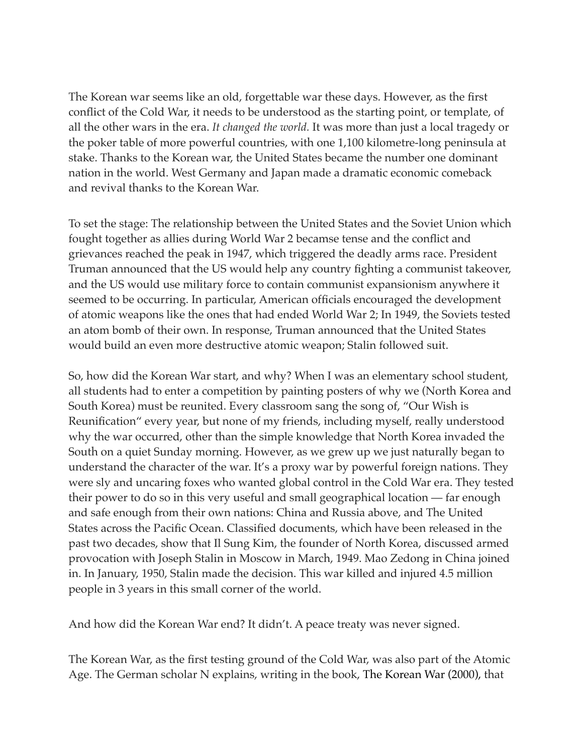The Korean war seems like an old, forgettable war these days. However, as the first conflict of the Cold War, it needs to be understood as the starting point, or template, of all the other wars in the era. *It changed the world.* It was more than just a local tragedy or the poker table of more powerful countries, with one 1,100 kilometre-long peninsula at stake. Thanks to the Korean war, the United States became the number one dominant nation in the world. West Germany and Japan made a dramatic economic comeback and revival thanks to the Korean War.

To set the stage: The relationship between the United States and the Soviet Union which fought together as allies during World War 2 becamse tense and the conflict and grievances reached the peak in 1947, which triggered the deadly arms race. President Truman announced that the US would help any country fighting a communist takeover, and the US would use military force to contain communist expansionism anywhere it seemed to be occurring. In particular, American officials encouraged the development of atomic weapons like the ones that had ended World War 2; In 1949, the Soviets tested an atom bomb of their own. In response, Truman announced that the United States would build an even more destructive atomic weapon; Stalin followed suit.

So, how did the Korean War start, and why? When I was an elementary school student, all students had to enter a competition by painting posters of why we (North Korea and South Korea) must be reunited. Every classroom sang the song of, "Our Wish is Reunification" every year, but none of my friends, including myself, really understood why the war occurred, other than the simple knowledge that North Korea invaded the South on a quiet Sunday morning. However, as we grew up we just naturally began to understand the character of the war. It's a proxy war by powerful foreign nations. They were sly and uncaring foxes who wanted global control in the Cold War era. They tested their power to do so in this very useful and small geographical location — far enough and safe enough from their own nations: China and Russia above, and The United States across the Pacific Ocean. Classified documents, which have been released in the past two decades, show that Il Sung Kim, the founder of North Korea, discussed armed provocation with Joseph Stalin in Moscow in March, 1949. Mao Zedong in China joined in. In January, 1950, Stalin made the decision. This war killed and injured 4.5 million people in 3 years in this small corner of the world.

And how did the Korean War end? It didn't. A peace treaty was never signed.

The Korean War, as the first testing ground of the Cold War, was also part of the Atomic Age. The German scholar N explains, writing in the book, The Korean War (2000), that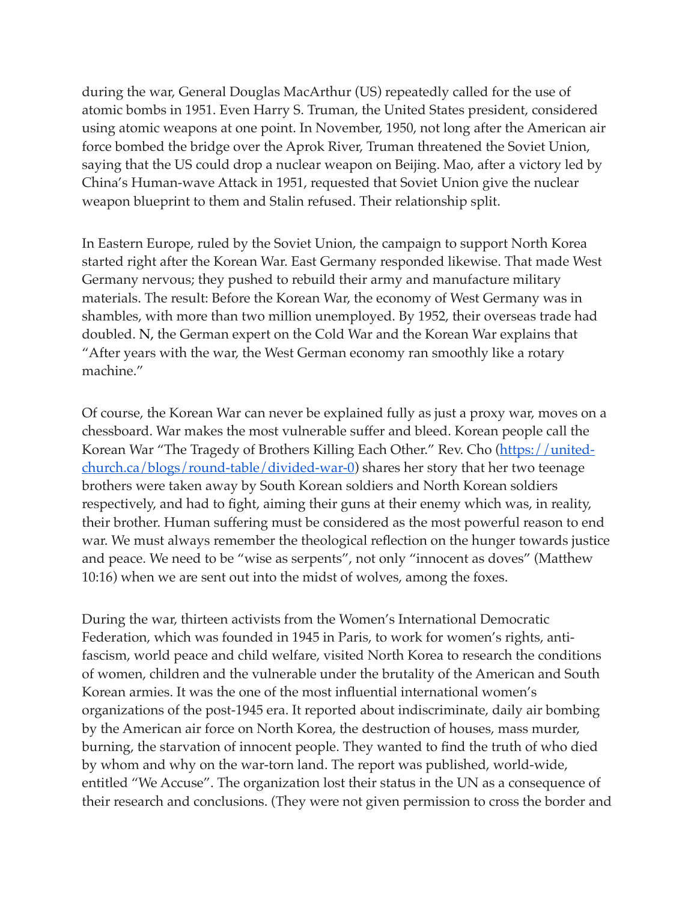during the war, General Douglas MacArthur (US) repeatedly called for the use of atomic bombs in 1951. Even Harry S. Truman, the United States president, considered using atomic weapons at one point. In November, 1950, not long after the American air force bombed the bridge over the Aprok River, Truman threatened the Soviet Union, saying that the US could drop a nuclear weapon on Beijing. Mao, after a victory led by China's Human-wave Attack in 1951, requested that Soviet Union give the nuclear weapon blueprint to them and Stalin refused. Their relationship split.

In Eastern Europe, ruled by the Soviet Union, the campaign to support North Korea started right after the Korean War. East Germany responded likewise. That made West Germany nervous; they pushed to rebuild their army and manufacture military materials. The result: Before the Korean War, the economy of West Germany was in shambles, with more than two million unemployed. By 1952, their overseas trade had doubled. N, the German expert on the Cold War and the Korean War explains that "After years with the war, the West German economy ran smoothly like a rotary machine."

Of course, the Korean War can never be explained fully as just a proxy war, moves on a chessboard. War makes the most vulnerable suffer and bleed. Korean people call the Korean War "The Tragedy of Brothers Killing Each Other." Rev. Cho (https://united-church.ca/blogs/round-table/divided-war-0) shares her story that her two teenage brothers were taken away by South Korean soldiers and North Korean soldiers respectively, and had to fight, aiming their guns at their enemy which was, in reality, their brother. Human suffering must be considered as the most powerful reason to end war. We must always remember the theological reflection on the hunger towards justice and peace. We need to be "wise as serpents", not only "innocent as doves" (Matthew 10:16) when we are sent out into the midst of wolves, among the foxes.

During the war, thirteen activists from the Women's International Democratic Federation, which was founded in 1945 in Paris, to work for women's rights, anti-fascism, world peace and child welfare, visited North Korea to research the conditions of women, children and the vulnerable under the brutality of the American and South Korean armies. It was the one of the most influential international women's organizations of the post-1945 era. It reported about indiscriminate, daily air bombing by the American air force on North Korea, the destruction of houses, mass murder, burning, the starvation of innocent people. They wanted to find the truth of who died by whom and why on the war-torn land. The report was published, world-wide, entitled "We Accuse". The organization lost their status in the UN as a consequence of their research and conclusions. (They were not given permission to cross the border and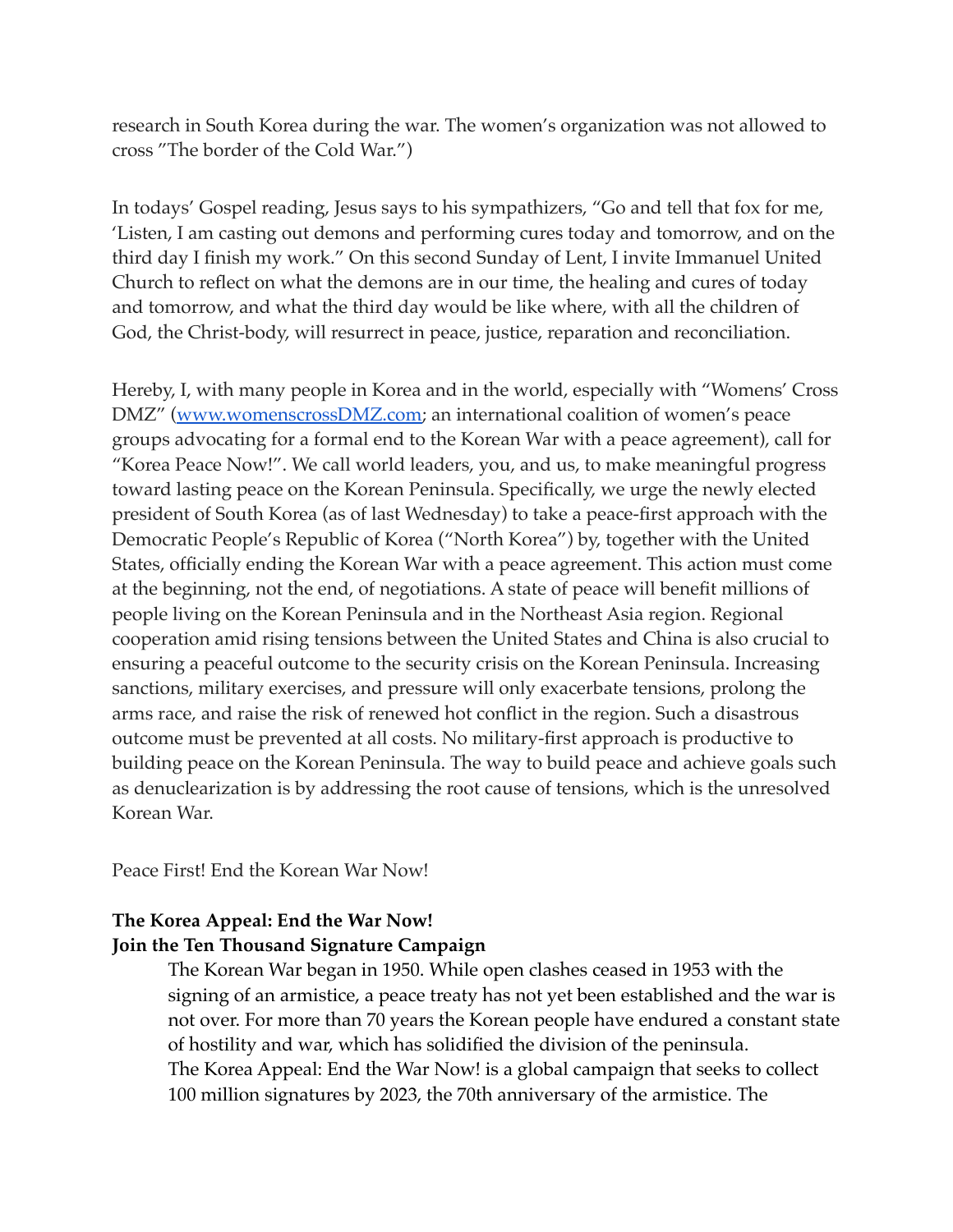research in South Korea during the war. The women's organization was not allowed to cross "The border of the Cold War.")

In todays' Gospel reading, Jesus says to his sympathizers, "Go and tell that fox for me, 'Listen, I am casting out demons and performing cures today and tomorrow, and on the third day I finish my work." On this second Sunday of Lent, I invite Immanuel United Church to reflect on what the demons are in our time, the healing and cures of today and tomorrow, and what the third day would be like where, with all the children of God, the Christ-body, will resurrect in peace, justice, reparation and reconciliation.

Hereby, I, with many people in Korea and in the world, especially with "Womens' Cross DMZ" ([www.womenscrossDMZ.com](http://www.womenscrossDMZ.com); an international coalition of women's peace groups advocating for a formal end to the Korean War with a peace agreement), call for "Korea Peace Now!". We call world leaders, you, and us, to make meaningful progress toward lasting peace on the Korean Peninsula. Specifically, we urge the newly elected president of South Korea (as of last Wednesday) to take a peace-first approach with the Democratic People's Republic of Korea ("North Korea") by, together with the United States, officially ending the Korean War with a peace agreement. This action must come at the beginning, not the end, of negotiations. A state of peace will benefit millions of people living on the Korean Peninsula and in the Northeast Asia region. Regional cooperation amid rising tensions between the United States and China is also crucial to ensuring a peaceful outcome to the security crisis on the Korean Peninsula. Increasing sanctions, military exercises, and pressure will only exacerbate tensions, prolong the arms race, and raise the risk of renewed hot conflict in the region. Such a disastrous outcome must be prevented at all costs. No military-first approach is productive to building peace on the Korean Peninsula. The way to build peace and achieve goals such as denuclearization is by addressing the root cause of tensions, which is the unresolved Korean War.

Peace First! End the Korean War Now!

**The Korea Appeal: End the War Now!**
**Join the Ten Thousand Signature Campaign**

> The Korean War began in 1950. While open clashes ceased in 1953 with the signing of an armistice, a peace treaty has not yet been established and the war is not over. For more than 70 years the Korean people have endured a constant state of hostility and war, which has solidified the division of the peninsula.
> The Korea Appeal: End the War Now! is a global campaign that seeks to collect 100 million signatures by 2023, the 70th anniversary of the armistice. The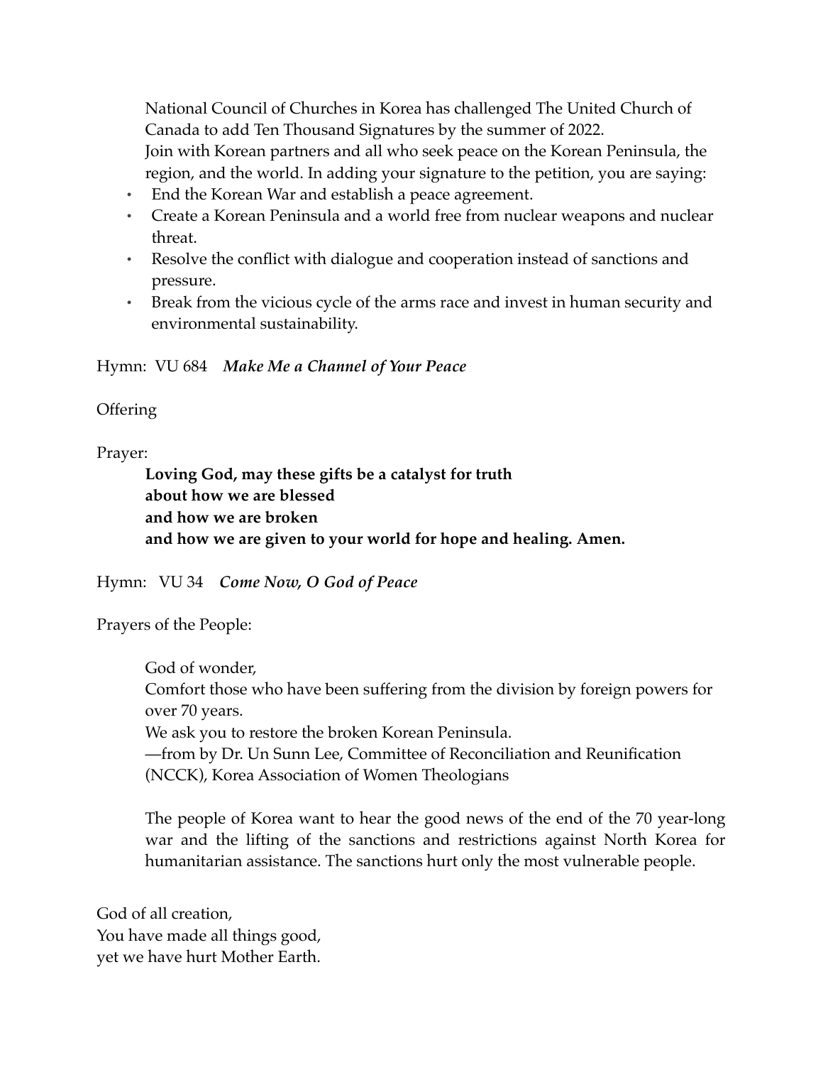National Council of Churches in Korea has challenged The United Church of Canada to add Ten Thousand Signatures by the summer of 2022.
Join with Korean partners and all who seek peace on the Korean Peninsula, the region, and the world. In adding your signature to the petition, you are saying:

- End the Korean War and establish a peace agreement.
- Create a Korean Peninsula and a world free from nuclear weapons and nuclear threat.
- Resolve the conflict with dialogue and cooperation instead of sanctions and pressure.
- Break from the vicious cycle of the arms race and invest in human security and environmental sustainability.

Hymn: VU 684 ***Make Me a Channel of Your Peace***

Offering

Prayer:

> **Loving God, may these gifts be a catalyst for truth**
> **about how we are blessed**
> **and how we are broken**
> **and how we are given to your world for hope and healing. Amen.**

Hymn: VU 34 ***Come Now, O God of Peace***

Prayers of the People:

> God of wonder,
> Comfort those who have been suffering from the division by foreign powers for over 70 years.
> We ask you to restore the broken Korean Peninsula.
> —from by Dr. Un Sunn Lee, Committee of Reconciliation and Reunification (NCCK), Korea Association of Women Theologians
>
> The people of Korea want to hear the good news of the end of the 70 year-long war and the lifting of the sanctions and restrictions against North Korea for humanitarian assistance. The sanctions hurt only the most vulnerable people.

God of all creation,
You have made all things good,
yet we have hurt Mother Earth.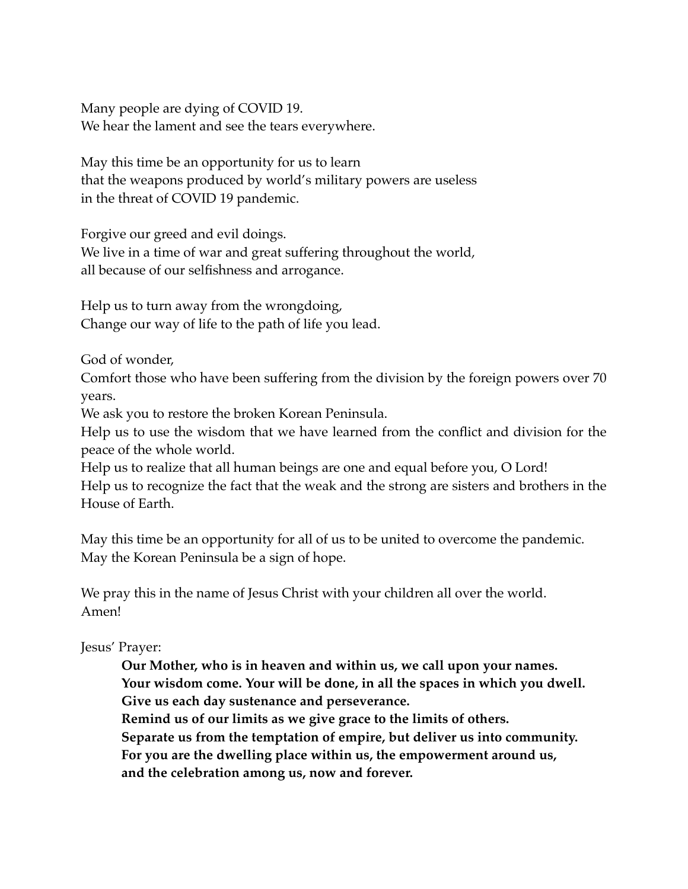Many people are dying of COVID 19.
We hear the lament and see the tears everywhere.

May this time be an opportunity for us to learn
that the weapons produced by world's military powers are useless
in the threat of COVID 19 pandemic.

Forgive our greed and evil doings.
We live in a time of war and great suffering throughout the world,
all because of our selfishness and arrogance.

Help us to turn away from the wrongdoing,
Change our way of life to the path of life you lead.

God of wonder,
Comfort those who have been suffering from the division by the foreign powers over 70 years.
We ask you to restore the broken Korean Peninsula.
Help us to use the wisdom that we have learned from the conflict and division for the peace of the whole world.
Help us to realize that all human beings are one and equal before you, O Lord!
Help us to recognize the fact that the weak and the strong are sisters and brothers in the House of Earth.

May this time be an opportunity for all of us to be united to overcome the pandemic.
May the Korean Peninsula be a sign of hope.

We pray this in the name of Jesus Christ with your children all over the world.
Amen!

Jesus' Prayer:

> **Our Mother, who is in heaven and within us, we call upon your names.**
> **Your wisdom come. Your will be done, in all the spaces in which you dwell.**
> **Give us each day sustenance and perseverance.**
> **Remind us of our limits as we give grace to the limits of others.**
> **Separate us from the temptation of empire, but deliver us into community.**
> **For you are the dwelling place within us, the empowerment around us,**
> **and the celebration among us, now and forever.**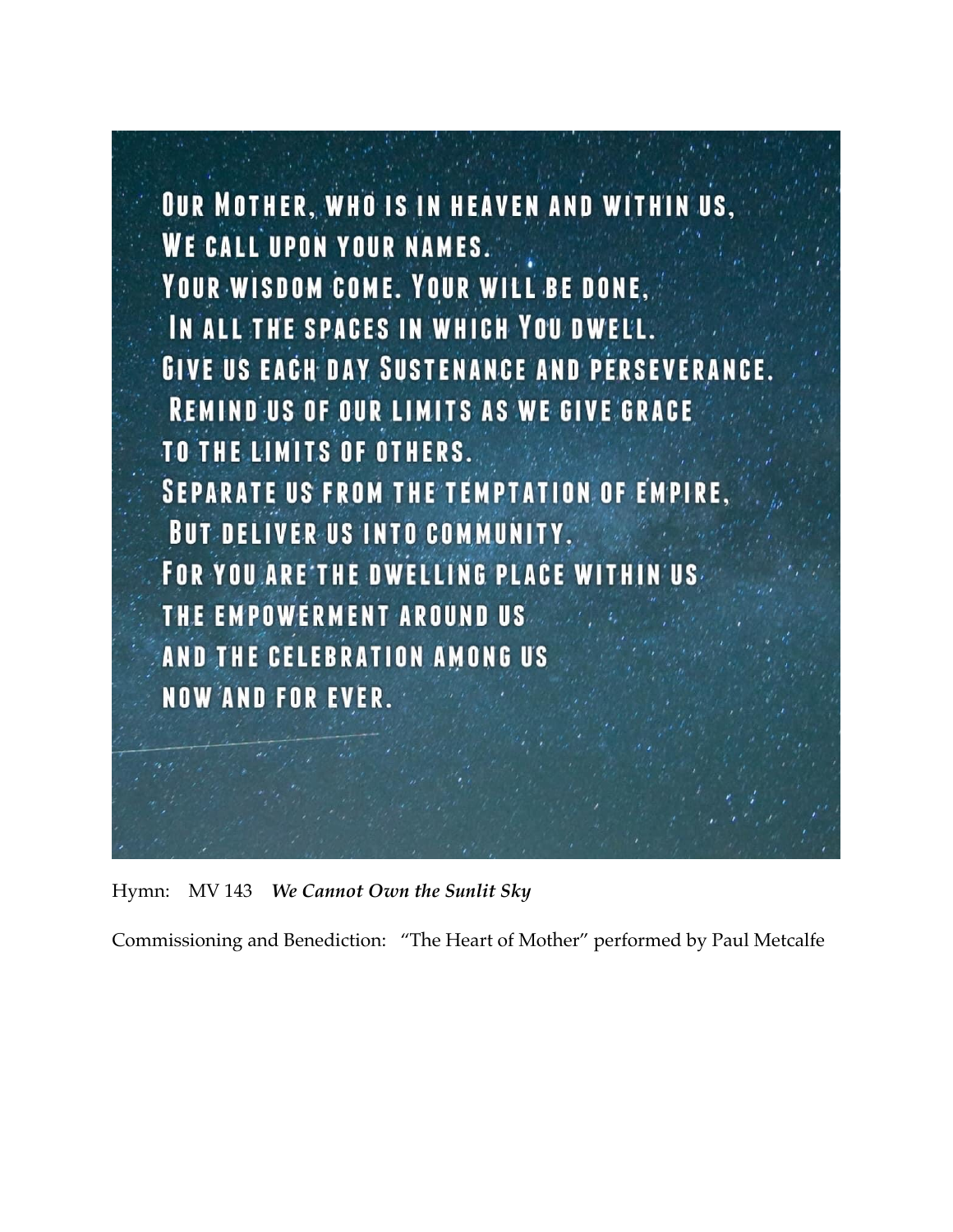Our Mother, who is in heaven and within us,
We call upon your names.
Your wisdom come. Your will be done,
In all the spaces in which You dwell.
Give us each day Sustenance and perseverance.
Remind us of our limits as we give grace
to the limits of others.
Separate us from the temptation of empire,
But deliver us into community.
For you are the dwelling place within us
the empowerment around us
and the celebration among us
now and for ever.

Hymn: MV 143 ***We Cannot Own the Sunlit Sky***

Commissioning and Benediction: "The Heart of Mother" performed by Paul Metcalfe